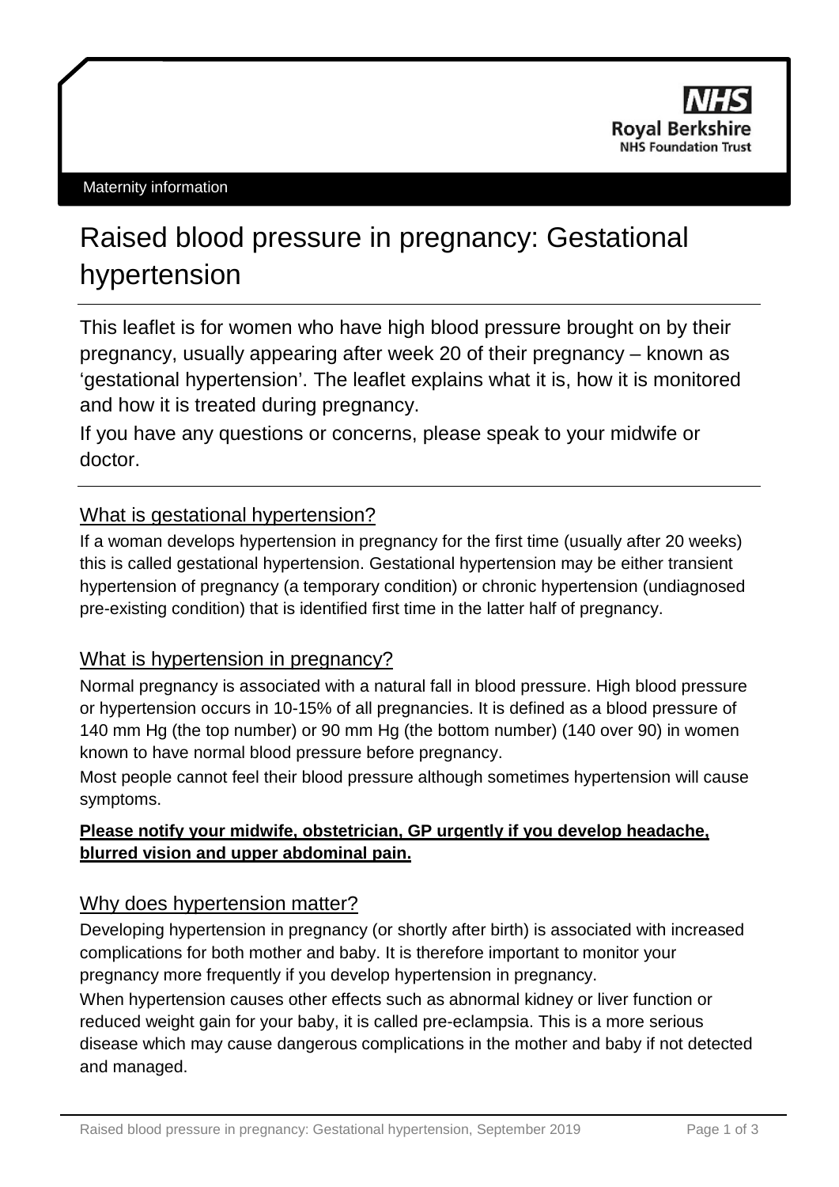NHS
Royal Berkshire
NHS Foundation Trust

Maternity information

# Raised blood pressure in pregnancy: Gestational hypertension

This leaflet is for women who have high blood pressure brought on by their pregnancy, usually appearing after week 20 of their pregnancy – known as 'gestational hypertension'. The leaflet explains what it is, how it is monitored and how it is treated during pregnancy.

If you have any questions or concerns, please speak to your midwife or doctor.

## What is gestational hypertension?

If a woman develops hypertension in pregnancy for the first time (usually after 20 weeks) this is called gestational hypertension. Gestational hypertension may be either transient hypertension of pregnancy (a temporary condition) or chronic hypertension (undiagnosed pre-existing condition) that is identified first time in the latter half of pregnancy.

## What is hypertension in pregnancy?

Normal pregnancy is associated with a natural fall in blood pressure. High blood pressure or hypertension occurs in 10-15% of all pregnancies. It is defined as a blood pressure of 140 mm Hg (the top number) or 90 mm Hg (the bottom number) (140 over 90) in women known to have normal blood pressure before pregnancy.

Most people cannot feel their blood pressure although sometimes hypertension will cause symptoms.

**Please notify your midwife, obstetrician, GP urgently if you develop headache, blurred vision and upper abdominal pain.**

## Why does hypertension matter?

Developing hypertension in pregnancy (or shortly after birth) is associated with increased complications for both mother and baby. It is therefore important to monitor your pregnancy more frequently if you develop hypertension in pregnancy.

When hypertension causes other effects such as abnormal kidney or liver function or reduced weight gain for your baby, it is called pre-eclampsia. This is a more serious disease which may cause dangerous complications in the mother and baby if not detected and managed.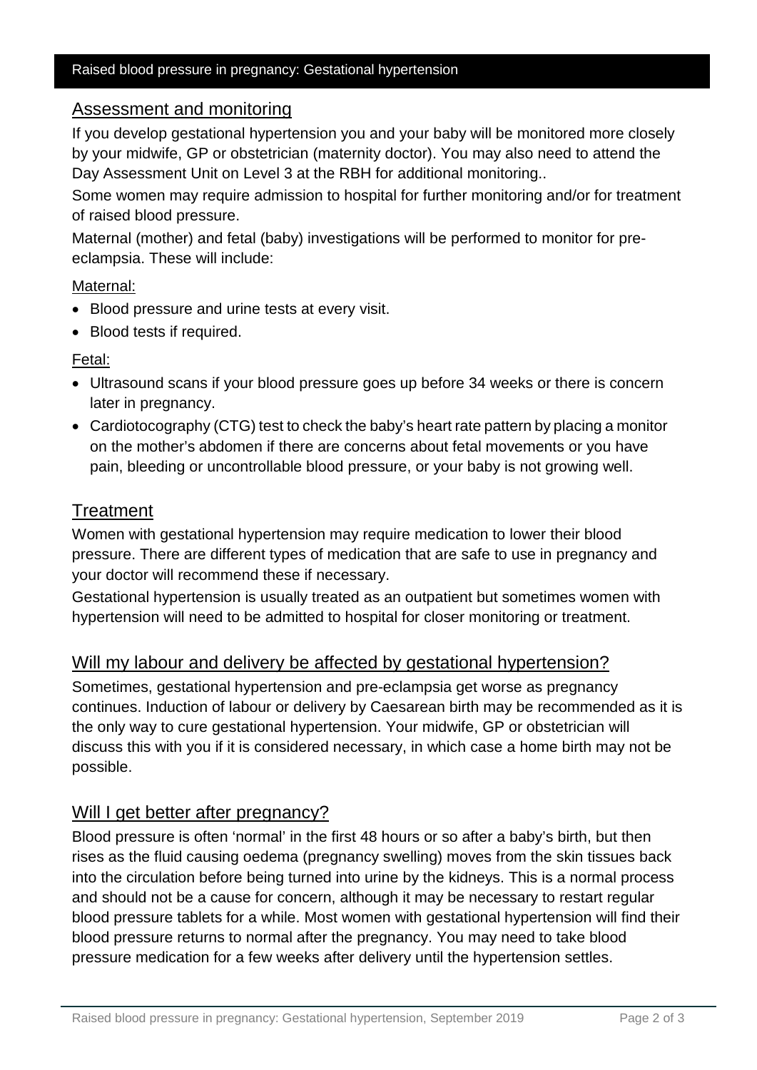## Assessment and monitoring

If you develop gestational hypertension you and your baby will be monitored more closely by your midwife, GP or obstetrician (maternity doctor). You may also need to attend the Day Assessment Unit on Level 3 at the RBH for additional monitoring..

Some women may require admission to hospital for further monitoring and/or for treatment of raised blood pressure.

Maternal (mother) and fetal (baby) investigations will be performed to monitor for pre-eclampsia. These will include:

Maternal:

- Blood pressure and urine tests at every visit.
- Blood tests if required.

Fetal:

- Ultrasound scans if your blood pressure goes up before 34 weeks or there is concern later in pregnancy.
- Cardiotocography (CTG) test to check the baby's heart rate pattern by placing a monitor on the mother's abdomen if there are concerns about fetal movements or you have pain, bleeding or uncontrollable blood pressure, or your baby is not growing well.

## Treatment

Women with gestational hypertension may require medication to lower their blood pressure. There are different types of medication that are safe to use in pregnancy and your doctor will recommend these if necessary.

Gestational hypertension is usually treated as an outpatient but sometimes women with hypertension will need to be admitted to hospital for closer monitoring or treatment.

## Will my labour and delivery be affected by gestational hypertension?

Sometimes, gestational hypertension and pre-eclampsia get worse as pregnancy continues. Induction of labour or delivery by Caesarean birth may be recommended as it is the only way to cure gestational hypertension. Your midwife, GP or obstetrician will discuss this with you if it is considered necessary, in which case a home birth may not be possible.

## Will I get better after pregnancy?

Blood pressure is often 'normal' in the first 48 hours or so after a baby's birth, but then rises as the fluid causing oedema (pregnancy swelling) moves from the skin tissues back into the circulation before being turned into urine by the kidneys. This is a normal process and should not be a cause for concern, although it may be necessary to restart regular blood pressure tablets for a while. Most women with gestational hypertension will find their blood pressure returns to normal after the pregnancy. You may need to take blood pressure medication for a few weeks after delivery until the hypertension settles.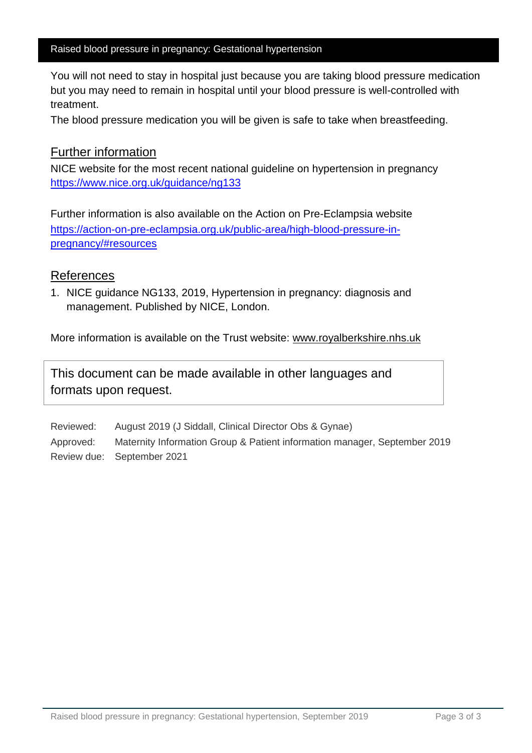You will not need to stay in hospital just because you are taking blood pressure medication but you may need to remain in hospital until your blood pressure is well-controlled with treatment.

The blood pressure medication you will be given is safe to take when breastfeeding.

## Further information

NICE website for the most recent national guideline on hypertension in pregnancy
https://www.nice.org.uk/guidance/ng133

Further information is also available on the Action on Pre-Eclampsia website
https://action-on-pre-eclampsia.org.uk/public-area/high-blood-pressure-in-pregnancy/#resources

## References

1. NICE guidance NG133, 2019, Hypertension in pregnancy: diagnosis and management. Published by NICE, London.

More information is available on the Trust website: www.royalberkshire.nhs.uk

This document can be made available in other languages and formats upon request.

| | |
|---|---|
| Reviewed: | August 2019 (J Siddall, Clinical Director Obs & Gynae) |
| Approved: | Maternity Information Group & Patient information manager, September 2019 |
| Review due: | September 2021 |